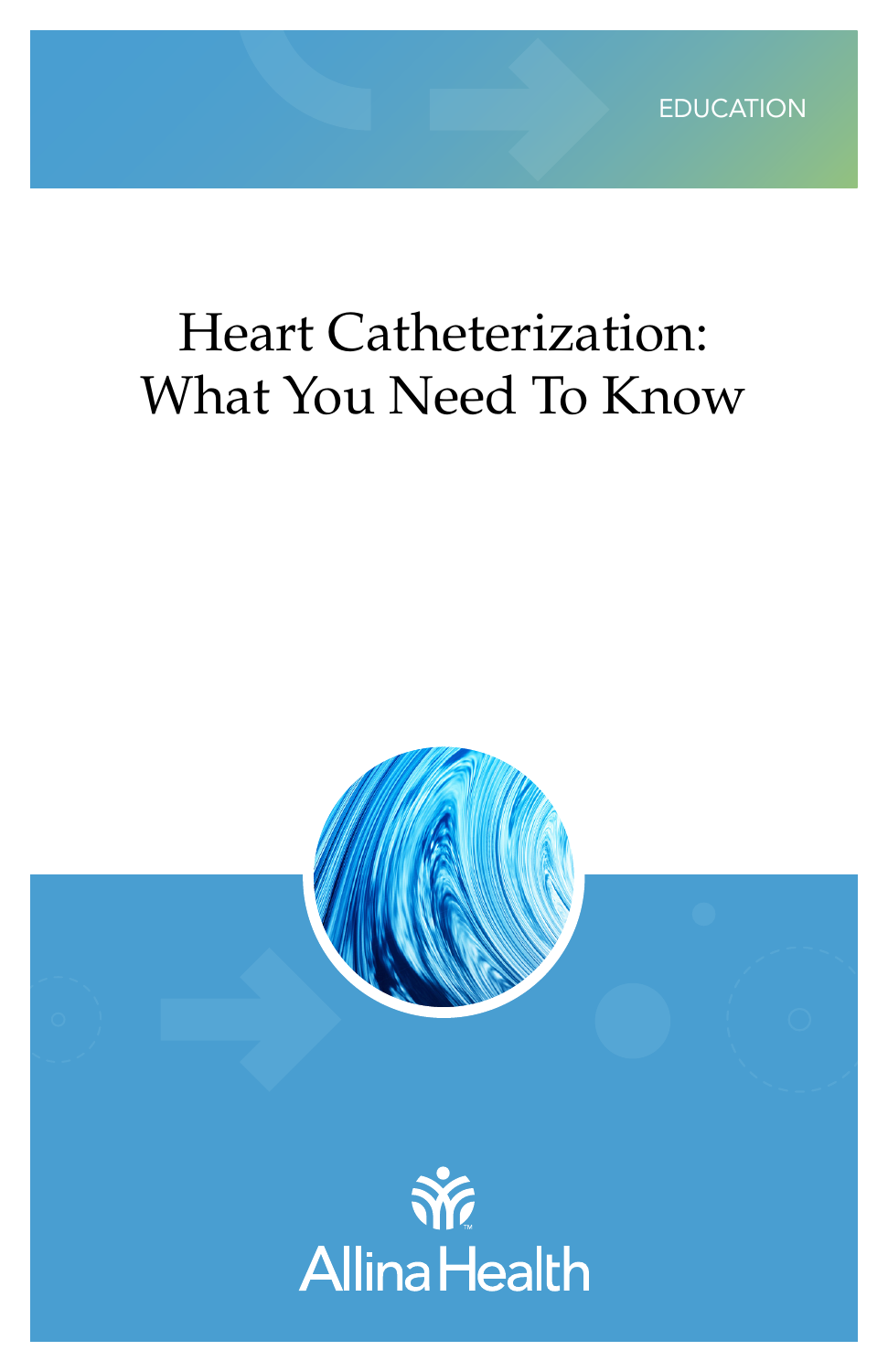EDUCATION

# Heart Catheterization: What You Need To Know

Allina Health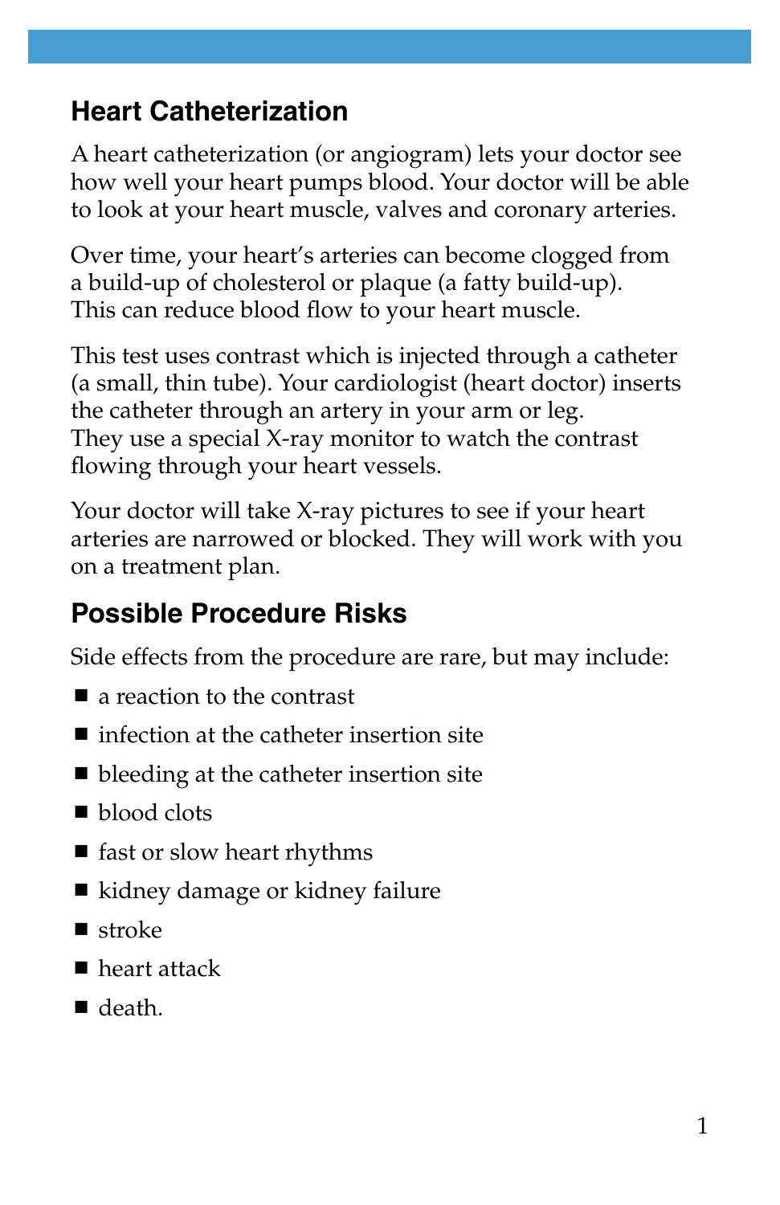## Heart Catheterization

A heart catheterization (or angiogram) lets your doctor see how well your heart pumps blood. Your doctor will be able to look at your heart muscle, valves and coronary arteries.

Over time, your heart's arteries can become clogged from a build-up of cholesterol or plaque (a fatty build-up). This can reduce blood flow to your heart muscle.

This test uses contrast which is injected through a catheter (a small, thin tube). Your cardiologist (heart doctor) inserts the catheter through an artery in your arm or leg. They use a special X-ray monitor to watch the contrast flowing through your heart vessels.

Your doctor will take X-ray pictures to see if your heart arteries are narrowed or blocked. They will work with you on a treatment plan.

## Possible Procedure Risks

Side effects from the procedure are rare, but may include:

- a reaction to the contrast
- infection at the catheter insertion site
- bleeding at the catheter insertion site
- blood clots
- fast or slow heart rhythms
- kidney damage or kidney failure
- stroke
- heart attack
- death.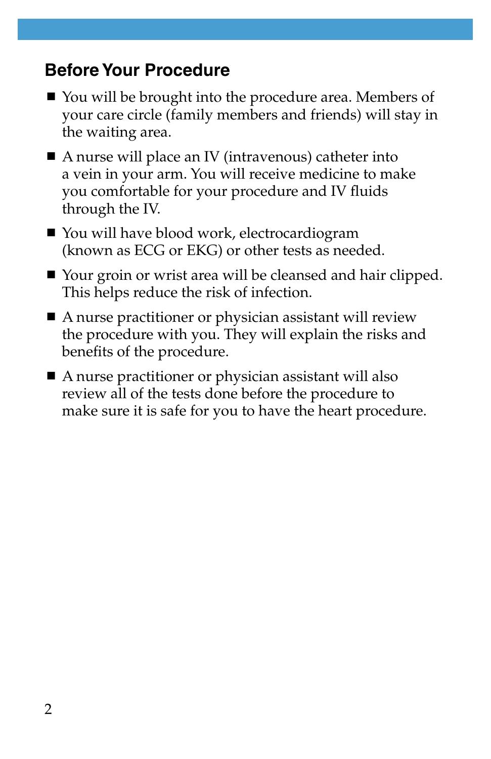## Before Your Procedure

- You will be brought into the procedure area. Members of your care circle (family members and friends) will stay in the waiting area.
- A nurse will place an IV (intravenous) catheter into a vein in your arm. You will receive medicine to make you comfortable for your procedure and IV fluids through the IV.
- You will have blood work, electrocardiogram (known as ECG or EKG) or other tests as needed.
- Your groin or wrist area will be cleansed and hair clipped. This helps reduce the risk of infection.
- A nurse practitioner or physician assistant will review the procedure with you. They will explain the risks and benefits of the procedure.
- A nurse practitioner or physician assistant will also review all of the tests done before the procedure to make sure it is safe for you to have the heart procedure.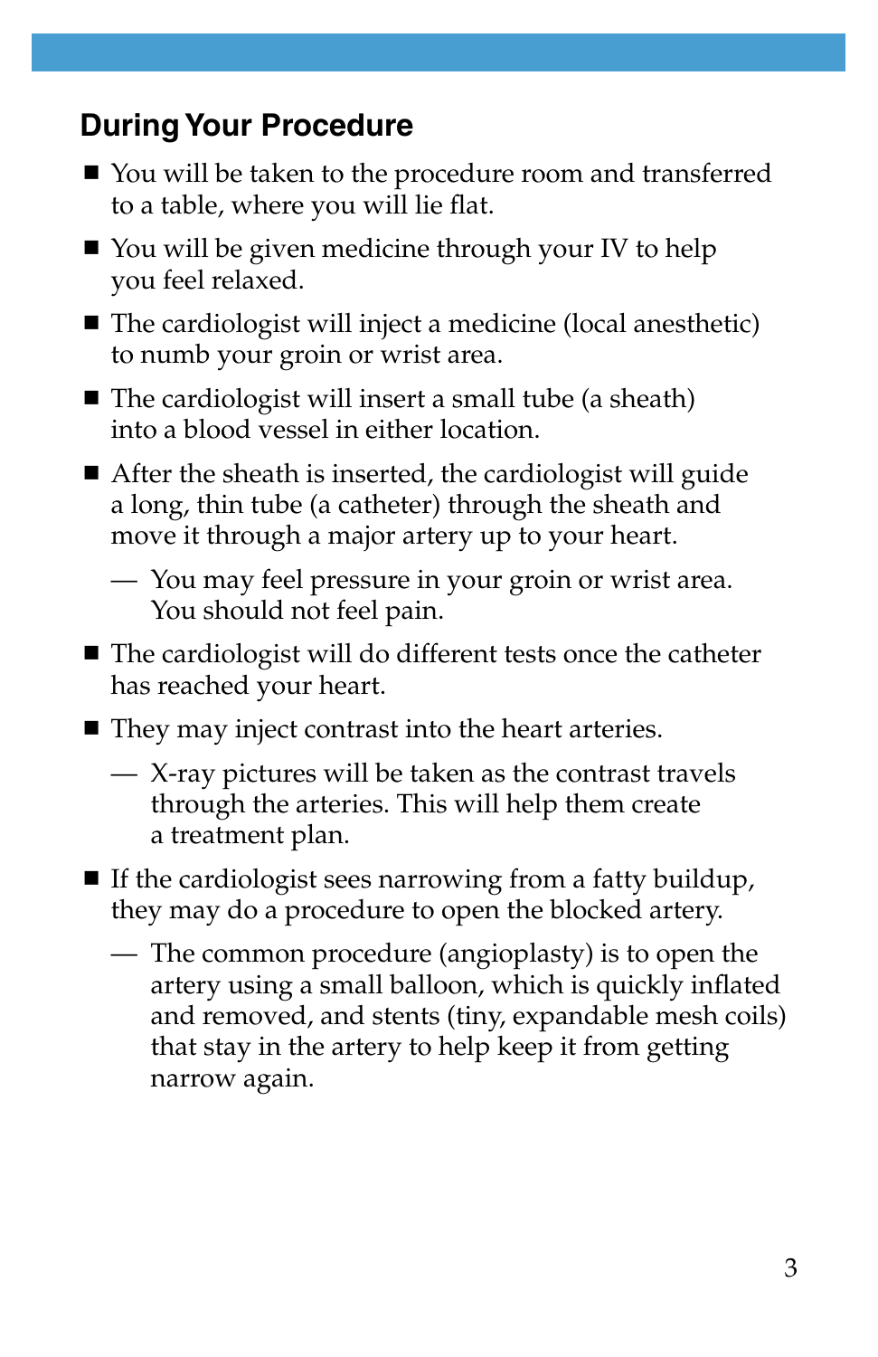## During Your Procedure

- You will be taken to the procedure room and transferred to a table, where you will lie flat.
- You will be given medicine through your IV to help you feel relaxed.
- The cardiologist will inject a medicine (local anesthetic) to numb your groin or wrist area.
- The cardiologist will insert a small tube (a sheath) into a blood vessel in either location.
- After the sheath is inserted, the cardiologist will guide a long, thin tube (a catheter) through the sheath and move it through a major artery up to your heart.
  - You may feel pressure in your groin or wrist area. You should not feel pain.
- The cardiologist will do different tests once the catheter has reached your heart.
- They may inject contrast into the heart arteries.
  - X-ray pictures will be taken as the contrast travels through the arteries. This will help them create a treatment plan.
- If the cardiologist sees narrowing from a fatty buildup, they may do a procedure to open the blocked artery.
  - The common procedure (angioplasty) is to open the artery using a small balloon, which is quickly inflated and removed, and stents (tiny, expandable mesh coils) that stay in the artery to help keep it from getting narrow again.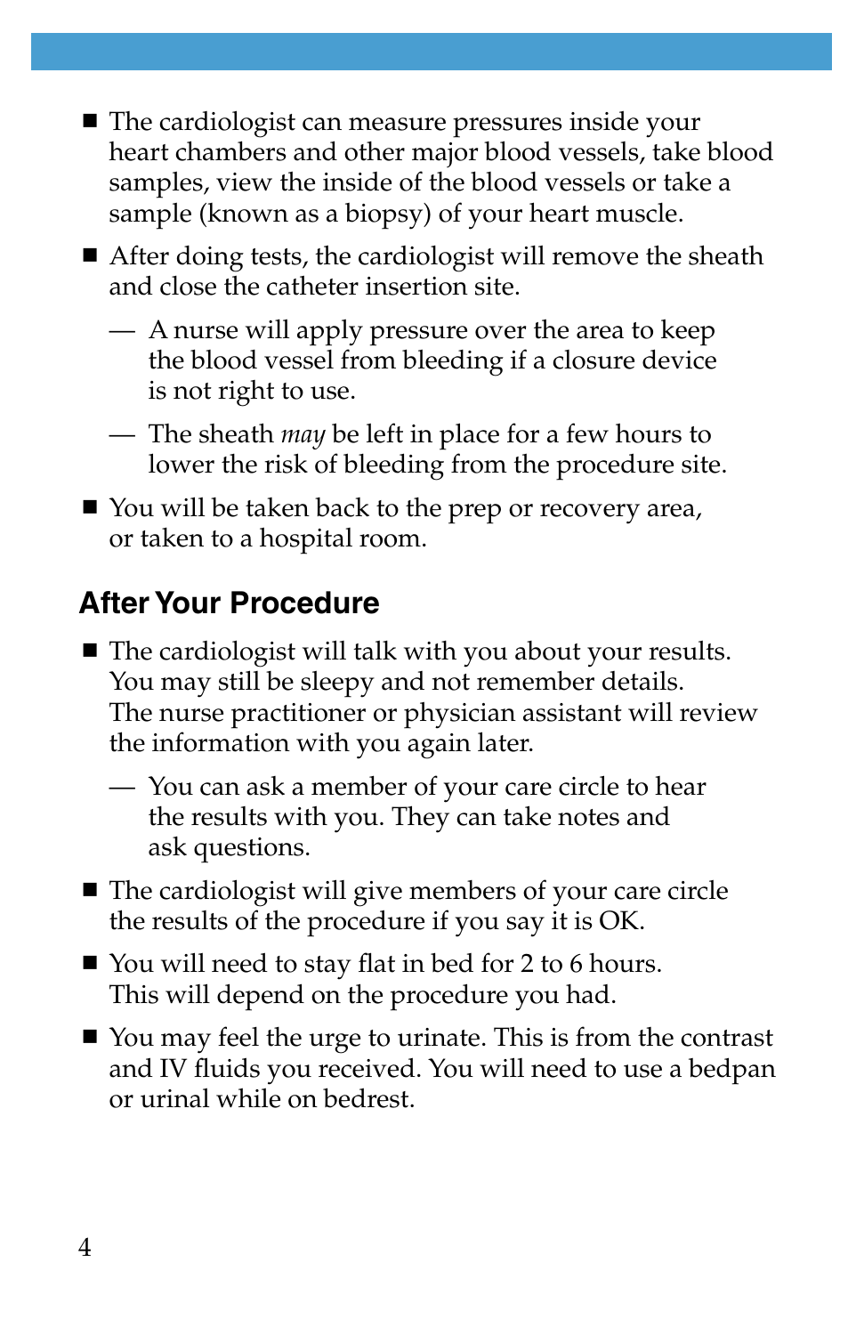- The cardiologist can measure pressures inside your heart chambers and other major blood vessels, take blood samples, view the inside of the blood vessels or take a sample (known as a biopsy) of your heart muscle.
- After doing tests, the cardiologist will remove the sheath and close the catheter insertion site.
  - A nurse will apply pressure over the area to keep the blood vessel from bleeding if a closure device is not right to use.
  - The sheath *may* be left in place for a few hours to lower the risk of bleeding from the procedure site.
- You will be taken back to the prep or recovery area, or taken to a hospital room.

## After Your Procedure

- The cardiologist will talk with you about your results. You may still be sleepy and not remember details. The nurse practitioner or physician assistant will review the information with you again later.
  - You can ask a member of your care circle to hear the results with you. They can take notes and ask questions.
- The cardiologist will give members of your care circle the results of the procedure if you say it is OK.
- You will need to stay flat in bed for 2 to 6 hours. This will depend on the procedure you had.
- You may feel the urge to urinate. This is from the contrast and IV fluids you received. You will need to use a bedpan or urinal while on bedrest.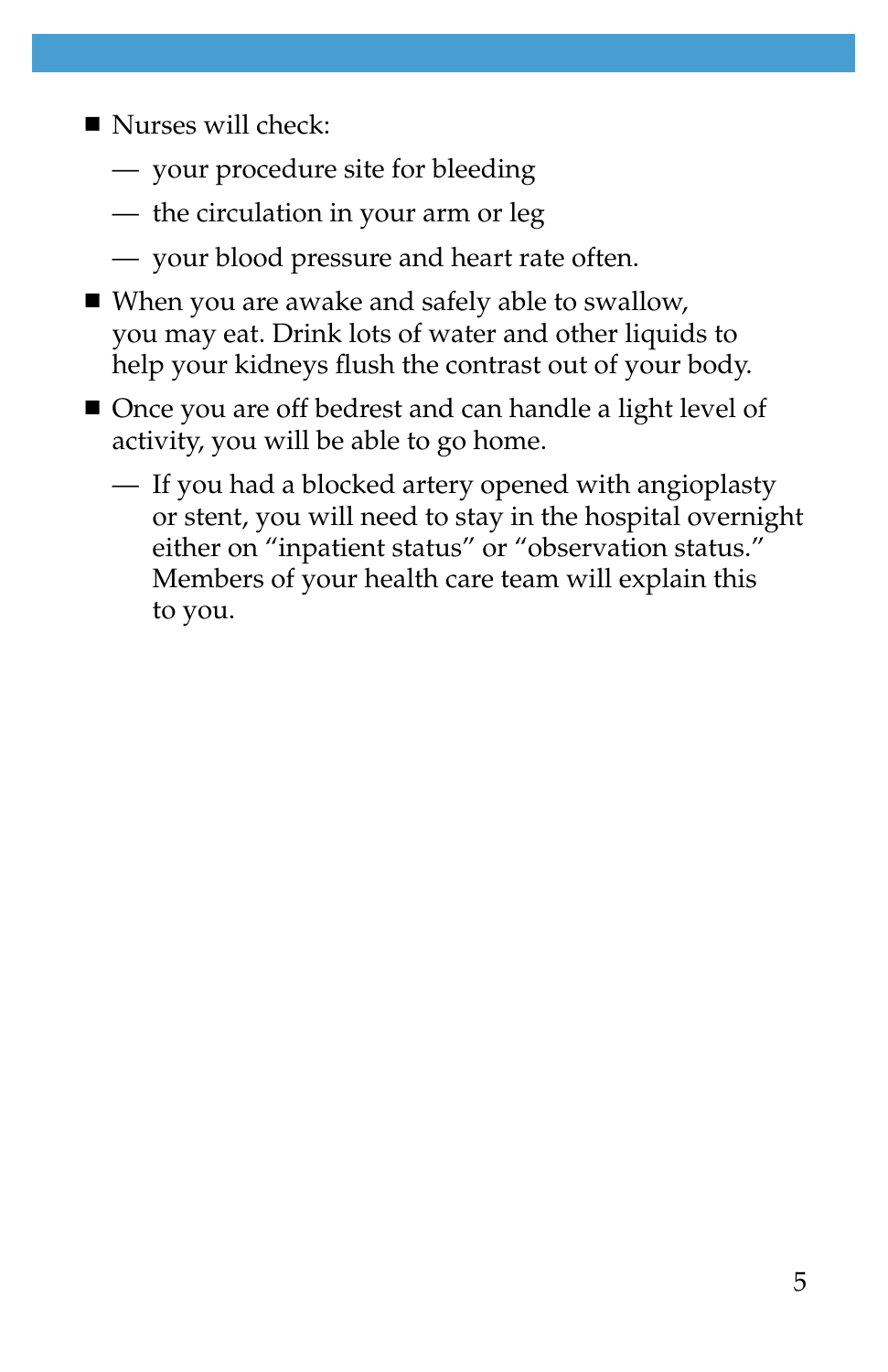- Nurses will check:
  - your procedure site for bleeding
  - the circulation in your arm or leg
  - your blood pressure and heart rate often.
- When you are awake and safely able to swallow, you may eat. Drink lots of water and other liquids to help your kidneys flush the contrast out of your body.
- Once you are off bedrest and can handle a light level of activity, you will be able to go home.
  - If you had a blocked artery opened with angioplasty or stent, you will need to stay in the hospital overnight either on "inpatient status" or "observation status." Members of your health care team will explain this to you.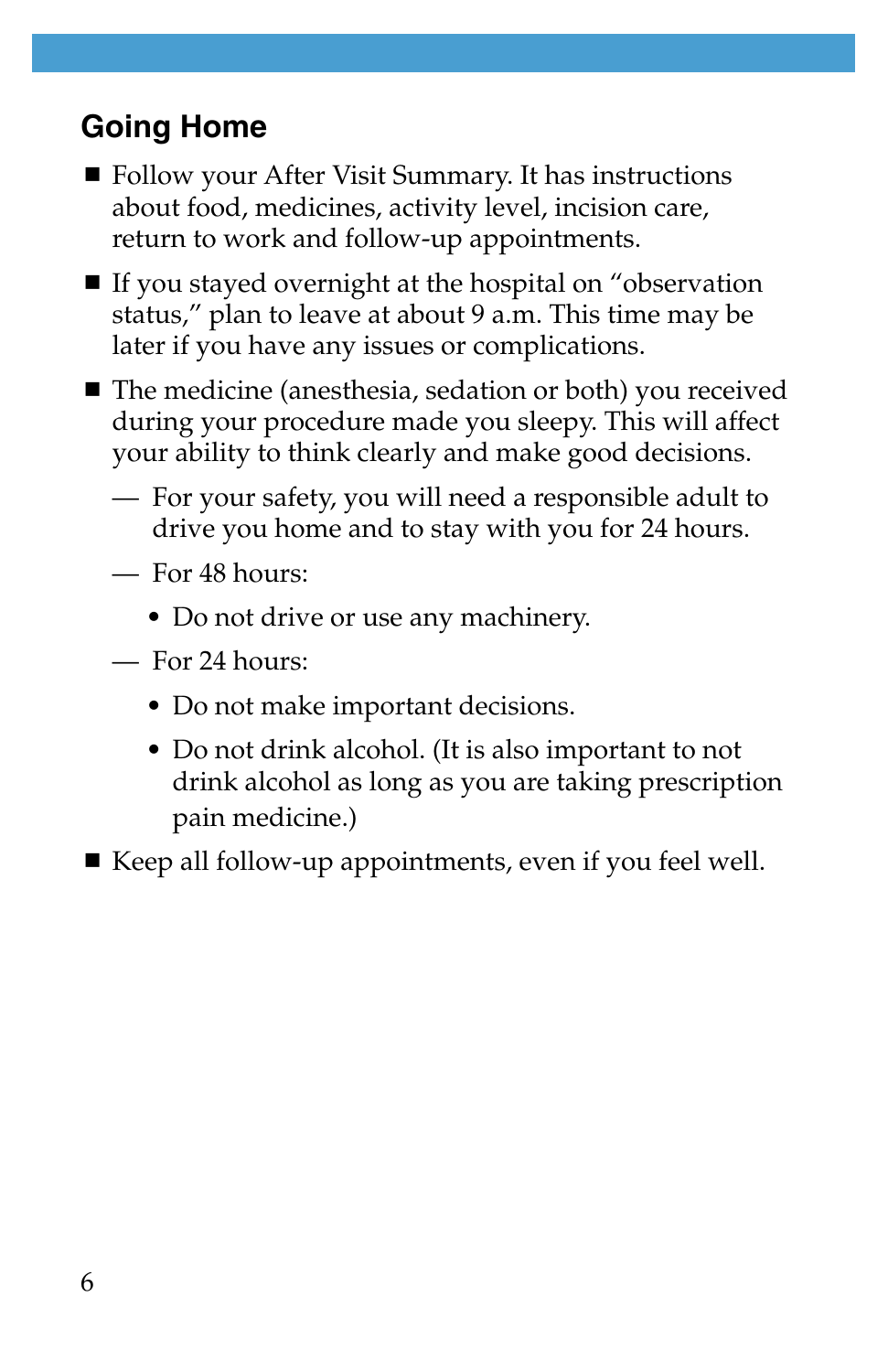## Going Home

- Follow your After Visit Summary. It has instructions about food, medicines, activity level, incision care, return to work and follow-up appointments.
- If you stayed overnight at the hospital on "observation status," plan to leave at about 9 a.m. This time may be later if you have any issues or complications.
- The medicine (anesthesia, sedation or both) you received during your procedure made you sleepy. This will affect your ability to think clearly and make good decisions.
  - For your safety, you will need a responsible adult to drive you home and to stay with you for 24 hours.
  - For 48 hours:
    - Do not drive or use any machinery.
  - For 24 hours:
    - Do not make important decisions.
    - Do not drink alcohol. (It is also important to not drink alcohol as long as you are taking prescription pain medicine.)
- Keep all follow-up appointments, even if you feel well.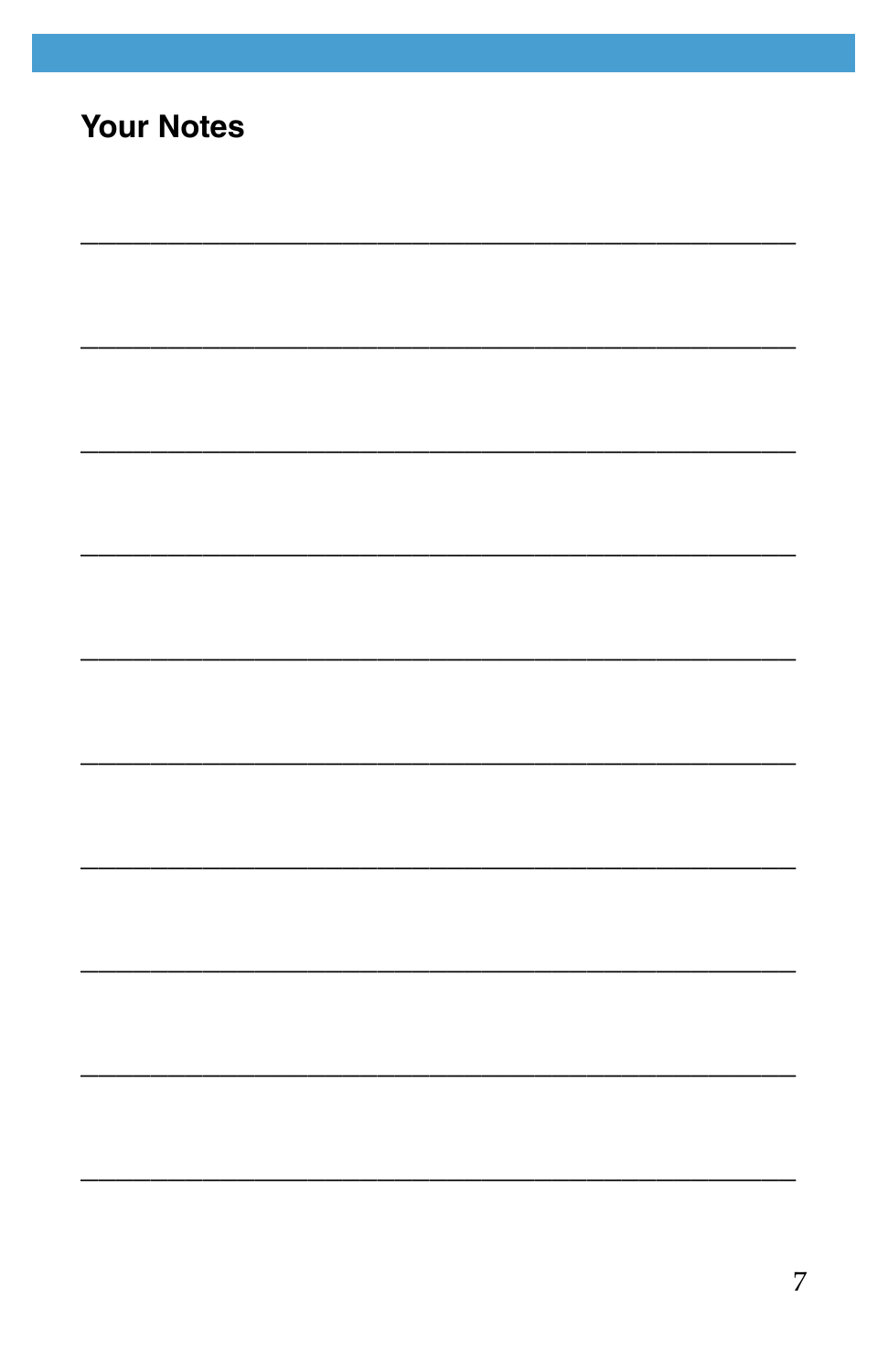## Your Notes

\_\_\_\_\_\_\_\_\_\_\_\_\_\_\_\_\_\_\_\_\_\_\_\_\_\_\_\_\_\_\_\_\_\_\_\_\_\_\_\_\_\_

\_\_\_\_\_\_\_\_\_\_\_\_\_\_\_\_\_\_\_\_\_\_\_\_\_\_\_\_\_\_\_\_\_\_\_\_\_\_\_\_\_\_

\_\_\_\_\_\_\_\_\_\_\_\_\_\_\_\_\_\_\_\_\_\_\_\_\_\_\_\_\_\_\_\_\_\_\_\_\_\_\_\_\_\_

\_\_\_\_\_\_\_\_\_\_\_\_\_\_\_\_\_\_\_\_\_\_\_\_\_\_\_\_\_\_\_\_\_\_\_\_\_\_\_\_\_\_

\_\_\_\_\_\_\_\_\_\_\_\_\_\_\_\_\_\_\_\_\_\_\_\_\_\_\_\_\_\_\_\_\_\_\_\_\_\_\_\_\_\_

\_\_\_\_\_\_\_\_\_\_\_\_\_\_\_\_\_\_\_\_\_\_\_\_\_\_\_\_\_\_\_\_\_\_\_\_\_\_\_\_\_\_

\_\_\_\_\_\_\_\_\_\_\_\_\_\_\_\_\_\_\_\_\_\_\_\_\_\_\_\_\_\_\_\_\_\_\_\_\_\_\_\_\_\_

\_\_\_\_\_\_\_\_\_\_\_\_\_\_\_\_\_\_\_\_\_\_\_\_\_\_\_\_\_\_\_\_\_\_\_\_\_\_\_\_\_\_

\_\_\_\_\_\_\_\_\_\_\_\_\_\_\_\_\_\_\_\_\_\_\_\_\_\_\_\_\_\_\_\_\_\_\_\_\_\_\_\_\_\_

\_\_\_\_\_\_\_\_\_\_\_\_\_\_\_\_\_\_\_\_\_\_\_\_\_\_\_\_\_\_\_\_\_\_\_\_\_\_\_\_\_\_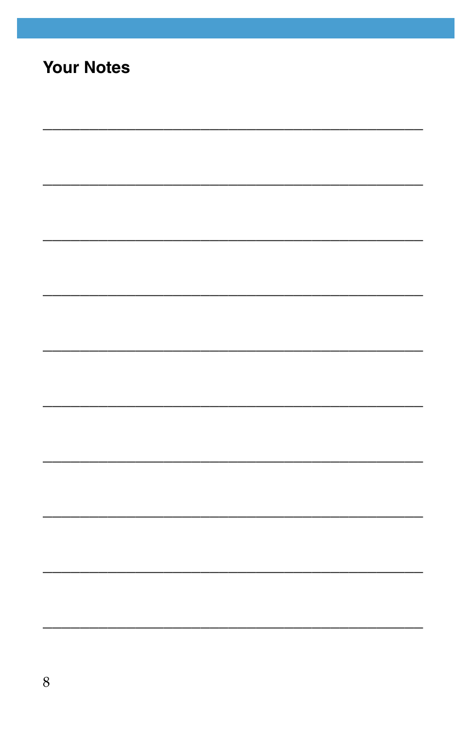## Your Notes

\_\_\_\_\_\_\_\_\_\_\_\_\_\_\_\_\_\_\_\_\_\_\_\_\_\_\_\_\_\_\_\_\_\_\_\_\_\_\_\_\_\_\_\_

\_\_\_\_\_\_\_\_\_\_\_\_\_\_\_\_\_\_\_\_\_\_\_\_\_\_\_\_\_\_\_\_\_\_\_\_\_\_\_\_\_\_\_\_

\_\_\_\_\_\_\_\_\_\_\_\_\_\_\_\_\_\_\_\_\_\_\_\_\_\_\_\_\_\_\_\_\_\_\_\_\_\_\_\_\_\_\_\_

\_\_\_\_\_\_\_\_\_\_\_\_\_\_\_\_\_\_\_\_\_\_\_\_\_\_\_\_\_\_\_\_\_\_\_\_\_\_\_\_\_\_\_\_

\_\_\_\_\_\_\_\_\_\_\_\_\_\_\_\_\_\_\_\_\_\_\_\_\_\_\_\_\_\_\_\_\_\_\_\_\_\_\_\_\_\_\_\_

\_\_\_\_\_\_\_\_\_\_\_\_\_\_\_\_\_\_\_\_\_\_\_\_\_\_\_\_\_\_\_\_\_\_\_\_\_\_\_\_\_\_\_\_

\_\_\_\_\_\_\_\_\_\_\_\_\_\_\_\_\_\_\_\_\_\_\_\_\_\_\_\_\_\_\_\_\_\_\_\_\_\_\_\_\_\_\_\_

\_\_\_\_\_\_\_\_\_\_\_\_\_\_\_\_\_\_\_\_\_\_\_\_\_\_\_\_\_\_\_\_\_\_\_\_\_\_\_\_\_\_\_\_

\_\_\_\_\_\_\_\_\_\_\_\_\_\_\_\_\_\_\_\_\_\_\_\_\_\_\_\_\_\_\_\_\_\_\_\_\_\_\_\_\_\_\_\_

\_\_\_\_\_\_\_\_\_\_\_\_\_\_\_\_\_\_\_\_\_\_\_\_\_\_\_\_\_\_\_\_\_\_\_\_\_\_\_\_\_\_\_\_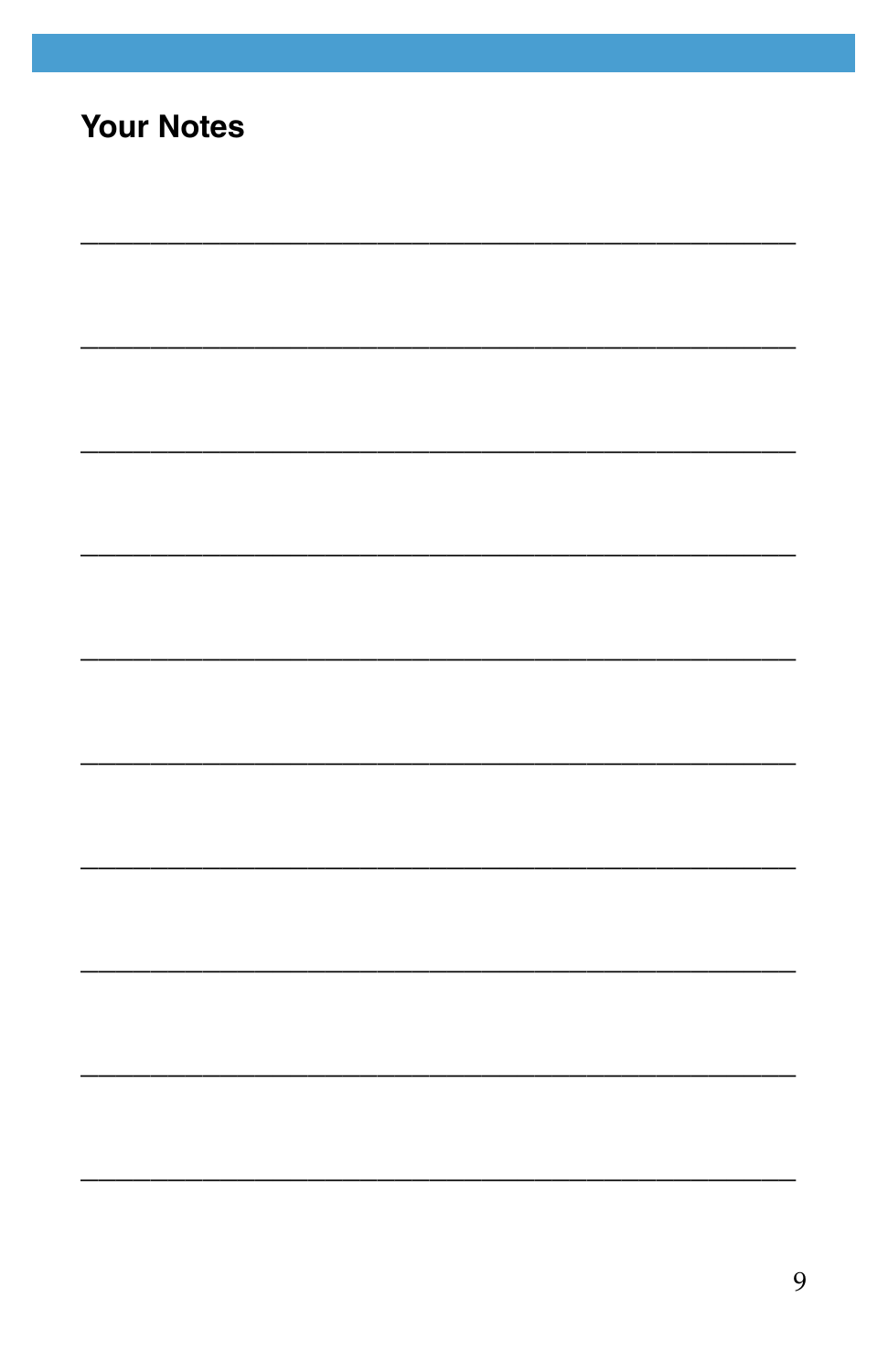# Your Notes

___________________________________________

___________________________________________

___________________________________________

___________________________________________

___________________________________________

___________________________________________

___________________________________________

___________________________________________

___________________________________________

___________________________________________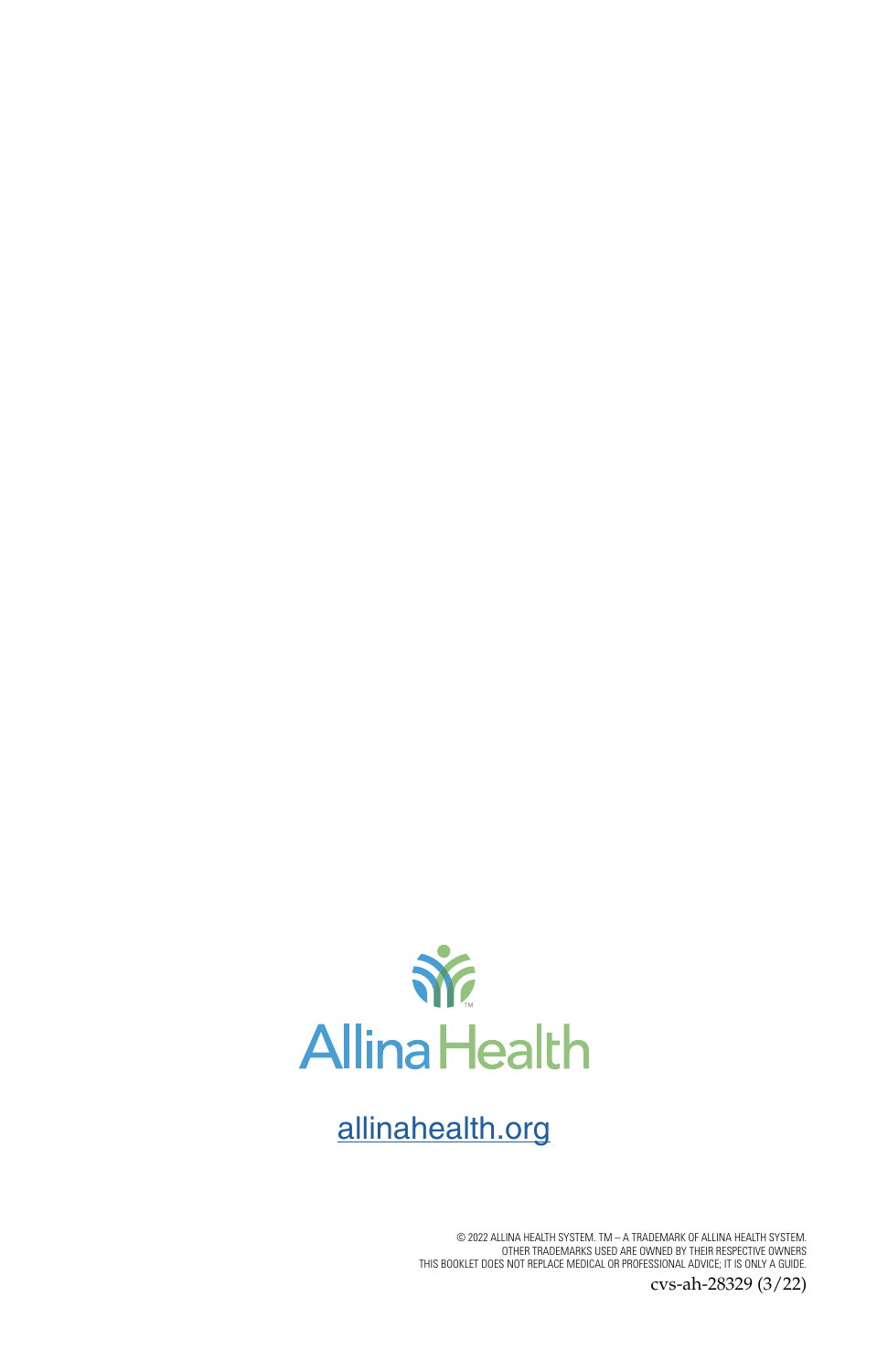Allina Health

allinahealth.org

© 2022 ALLINA HEALTH SYSTEM. TM – A TRADEMARK OF ALLINA HEALTH SYSTEM.
OTHER TRADEMARKS USED ARE OWNED BY THEIR RESPECTIVE OWNERS
THIS BOOKLET DOES NOT REPLACE MEDICAL OR PROFESSIONAL ADVICE; IT IS ONLY A GUIDE.

cvs-ah-28329 (3/22)